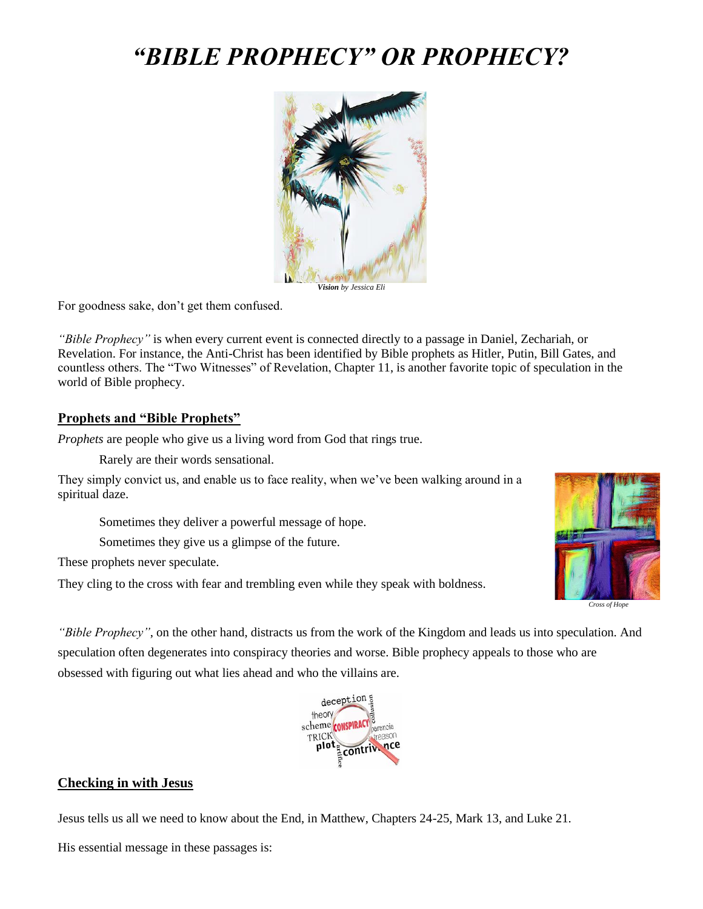# *"BIBLE PROPHECY" OR PROPHECY?*

***Vision*** *by Jessica Eli*

For goodness sake, don't get them confused.

*"Bible Prophecy"* is when every current event is connected directly to a passage in Daniel, Zechariah, or Revelation. For instance, the Anti-Christ has been identified by Bible prophets as Hitler, Putin, Bill Gates, and countless others. The "Two Witnesses" of Revelation, Chapter 11, is another favorite topic of speculation in the world of Bible prophecy.

## Prophets and "Bible Prophets"

*Prophets* are people who give us a living word from God that rings true.

Rarely are their words sensational.

They simply convict us, and enable us to face reality, when we've been walking around in a spiritual daze.

Sometimes they deliver a powerful message of hope.

Sometimes they give us a glimpse of the future.

These prophets never speculate.

They cling to the cross with fear and trembling even while they speak with boldness.

*Cross of Hope*

*"Bible Prophecy"*, on the other hand, distracts us from the work of the Kingdom and leads us into speculation. And speculation often degenerates into conspiracy theories and worse. Bible prophecy appeals to those who are obsessed with figuring out what lies ahead and who the villains are.

## Checking in with Jesus

Jesus tells us all we need to know about the End, in Matthew, Chapters 24-25, Mark 13, and Luke 21.

His essential message in these passages is: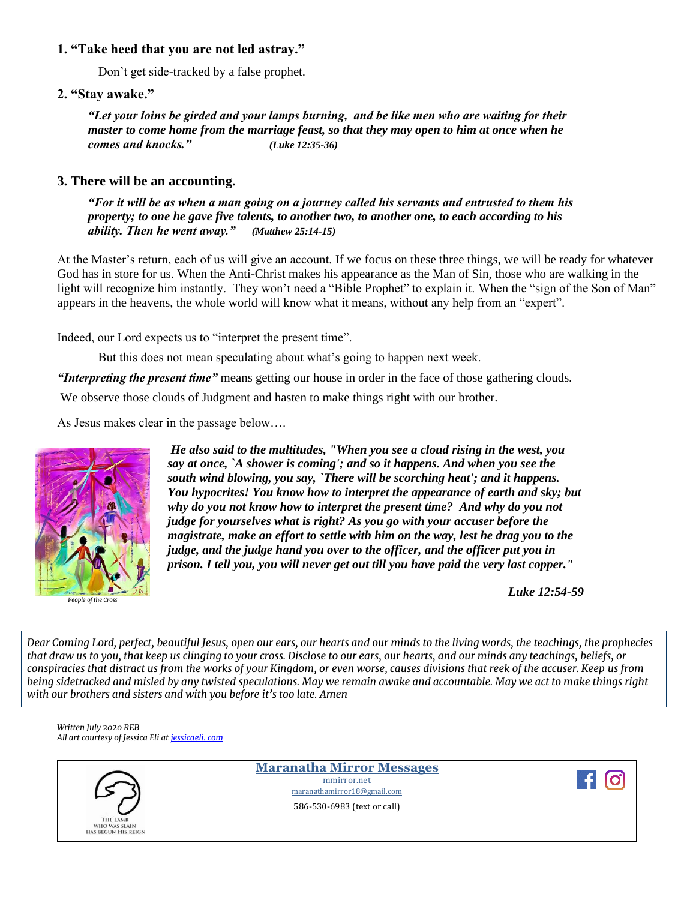**1. "Take heed that you are not led astray."**

Don't get side-tracked by a false prophet.

**2. "Stay awake."**

***"Let your loins be girded and your lamps burning, and be like men who are waiting for their master to come home from the marriage feast, so that they may open to him at once when he comes and knocks."*** ***(Luke 12:35-36)***

**3. There will be an accounting.**

***"For it will be as when a man going on a journey called his servants and entrusted to them his property; to one he gave five talents, to another two, to another one, to each according to his ability. Then he went away."*** ***(Matthew 25:14-15)***

At the Master's return, each of us will give an account. If we focus on these three things, we will be ready for whatever God has in store for us. When the Anti-Christ makes his appearance as the Man of Sin, those who are walking in the light will recognize him instantly. They won't need a "Bible Prophet" to explain it. When the "sign of the Son of Man" appears in the heavens, the whole world will know what it means, without any help from an "expert".

Indeed, our Lord expects us to "interpret the present time".

But this does not mean speculating about what's going to happen next week.

***"Interpreting the present time"*** means getting our house in order in the face of those gathering clouds.

We observe those clouds of Judgment and hasten to make things right with our brother.

As Jesus makes clear in the passage below….

*People of the Cross*

***He also said to the multitudes, "When you see a cloud rising in the west, you say at once, `A shower is coming'; and so it happens. And when you see the south wind blowing, you say, `There will be scorching heat'; and it happens. You hypocrites! You know how to interpret the appearance of earth and sky; but why do you not know how to interpret the present time? And why do you not judge for yourselves what is right? As you go with your accuser before the magistrate, make an effort to settle with him on the way, lest he drag you to the judge, and the judge hand you over to the officer, and the officer put you in prison. I tell you, you will never get out till you have paid the very last copper."***

***Luke 12:54-59***

*Dear Coming Lord, perfect, beautiful Jesus, open our ears, our hearts and our minds to the living words, the teachings, the prophecies that draw us to you, that keep us clinging to your cross. Disclose to our ears, our hearts, and our minds any teachings, beliefs, or conspiracies that distract us from the works of your Kingdom, or even worse, causes divisions that reek of the accuser. Keep us from being sidetracked and misled by any twisted speculations. May we remain awake and accountable. May we act to make things right with our brothers and sisters and with you before it's too late. Amen*

*Written July 2020 REB*
*All art courtesy of Jessica Eli at jessicaeli. com*

THE LAMB WHO WAS SLAIN HAS BEGUN HIS REIGN

**Maranatha Mirror Messages**
mmirror.net
maranathamirror18@gmail.com
586-530-6983 (text or call)